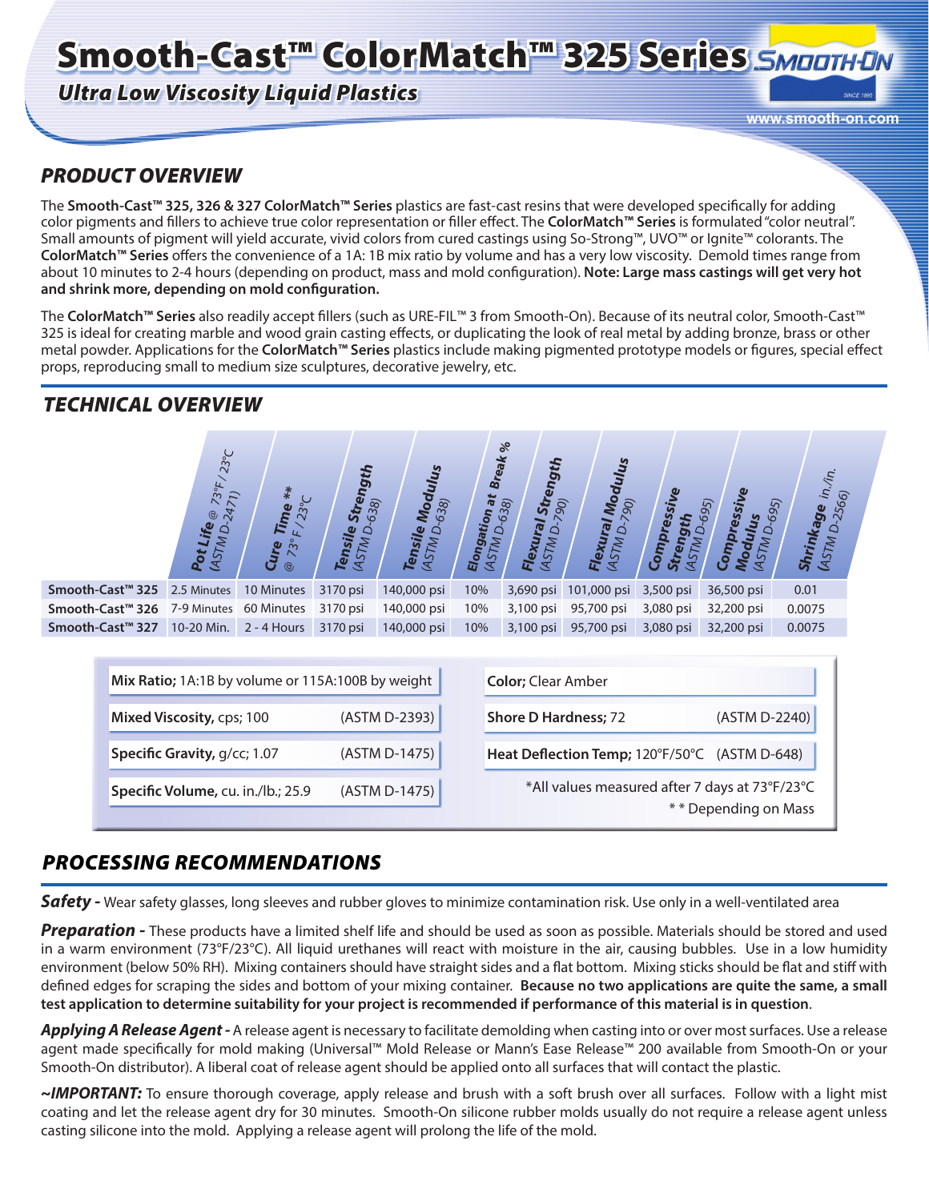# Smooth-Cast™ ColorMatch™ 325 Series

*Ultra Low Viscosity Liquid Plastics*

www.smooth-on.com

## PRODUCT OVERVIEW

The **Smooth-Cast™ 325, 326 & 327 ColorMatch™ Series** plastics are fast-cast resins that were developed specifically for adding color pigments and fillers to achieve true color representation or filler effect. The **ColorMatch™ Series** is formulated "color neutral". Small amounts of pigment will yield accurate, vivid colors from cured castings using So-Strong™, UVO™ or Ignite™ colorants. The **ColorMatch™ Series** offers the convenience of a 1A: 1B mix ratio by volume and has a very low viscosity. Demold times range from about 10 minutes to 2-4 hours (depending on product, mass and mold configuration). **Note: Large mass castings will get very hot and shrink more, depending on mold configuration.**

The **ColorMatch™ Series** also readily accept fillers (such as URE-FIL™ 3 from Smooth-On). Because of its neutral color, Smooth-Cast™ 325 is ideal for creating marble and wood grain casting effects, or duplicating the look of real metal by adding bronze, brass or other metal powder. Applications for the **ColorMatch™ Series** plastics include making pigmented prototype models or figures, special effect props, reproducing small to medium size sculptures, decorative jewelry, etc.

## TECHNICAL OVERVIEW

| | Pot Life @ 73°F / 23°C (ASTM D-2471) | Cure Time ** @ 73° F / 23°C | Tensile Strength (ASTM D-638) | Tensile Modulus (ASTM D-638) | Elongation at Break % (ASTM D-638) | Flexural Strength (ASTM D-790) | Flexural Modulus (ASTM D-790) | Compressive Strength (ASTM D-695) | Compressive Modulus (ASTM D-695) | Shrinkage in./in. (ASTM D-2566) |
|---|---|---|---|---|---|---|---|---|---|---|
| Smooth-Cast™ 325 | 2.5 Minutes | 10 Minutes | 3170 psi | 140,000 psi | 10% | 3,690 psi | 101,000 psi | 3,500 psi | 36,500 psi | 0.01 |
| Smooth-Cast™ 326 | 7-9 Minutes | 60 Minutes | 3170 psi | 140,000 psi | 10% | 3,100 psi | 95,700 psi | 3,080 psi | 32,200 psi | 0.0075 |
| Smooth-Cast™ 327 | 10-20 Min. | 2 - 4 Hours | 3170 psi | 140,000 psi | 10% | 3,100 psi | 95,700 psi | 3,080 psi | 32,200 psi | 0.0075 |

**Mix Ratio;** 1A:1B by volume or 115A:100B by weight

**Mixed Viscosity,** cps; 100 (ASTM D-2393)

**Specific Gravity,** g/cc; 1.07 (ASTM D-1475)

**Specific Volume,** cu. in./lb.; 25.9 (ASTM D-1475)

**Color;** Clear Amber

**Shore D Hardness;** 72 (ASTM D-2240)

**Heat Deflection Temp;** 120°F/50°C (ASTM D-648)

*All values measured after 7 days at 73°F/23°C

** Depending on Mass

## PROCESSING RECOMMENDATIONS

***Safety -*** Wear safety glasses, long sleeves and rubber gloves to minimize contamination risk. Use only in a well-ventilated area

***Preparation -*** These products have a limited shelf life and should be used as soon as possible. Materials should be stored and used in a warm environment (73°F/23°C). All liquid urethanes will react with moisture in the air, causing bubbles. Use in a low humidity environment (below 50% RH). Mixing containers should have straight sides and a flat bottom. Mixing sticks should be flat and stiff with defined edges for scraping the sides and bottom of your mixing container. **Because no two applications are quite the same, a small test application to determine suitability for your project is recommended if performance of this material is in question**.

***Applying A Release Agent -*** A release agent is necessary to facilitate demolding when casting into or over most surfaces. Use a release agent made specifically for mold making (Universal™ Mold Release or Mann's Ease Release™ 200 available from Smooth-On or your Smooth-On distributor). A liberal coat of release agent should be applied onto all surfaces that will contact the plastic.

***~IMPORTANT:*** To ensure thorough coverage, apply release and brush with a soft brush over all surfaces. Follow with a light mist coating and let the release agent dry for 30 minutes. Smooth-On silicone rubber molds usually do not require a release agent unless casting silicone into the mold. Applying a release agent will prolong the life of the mold.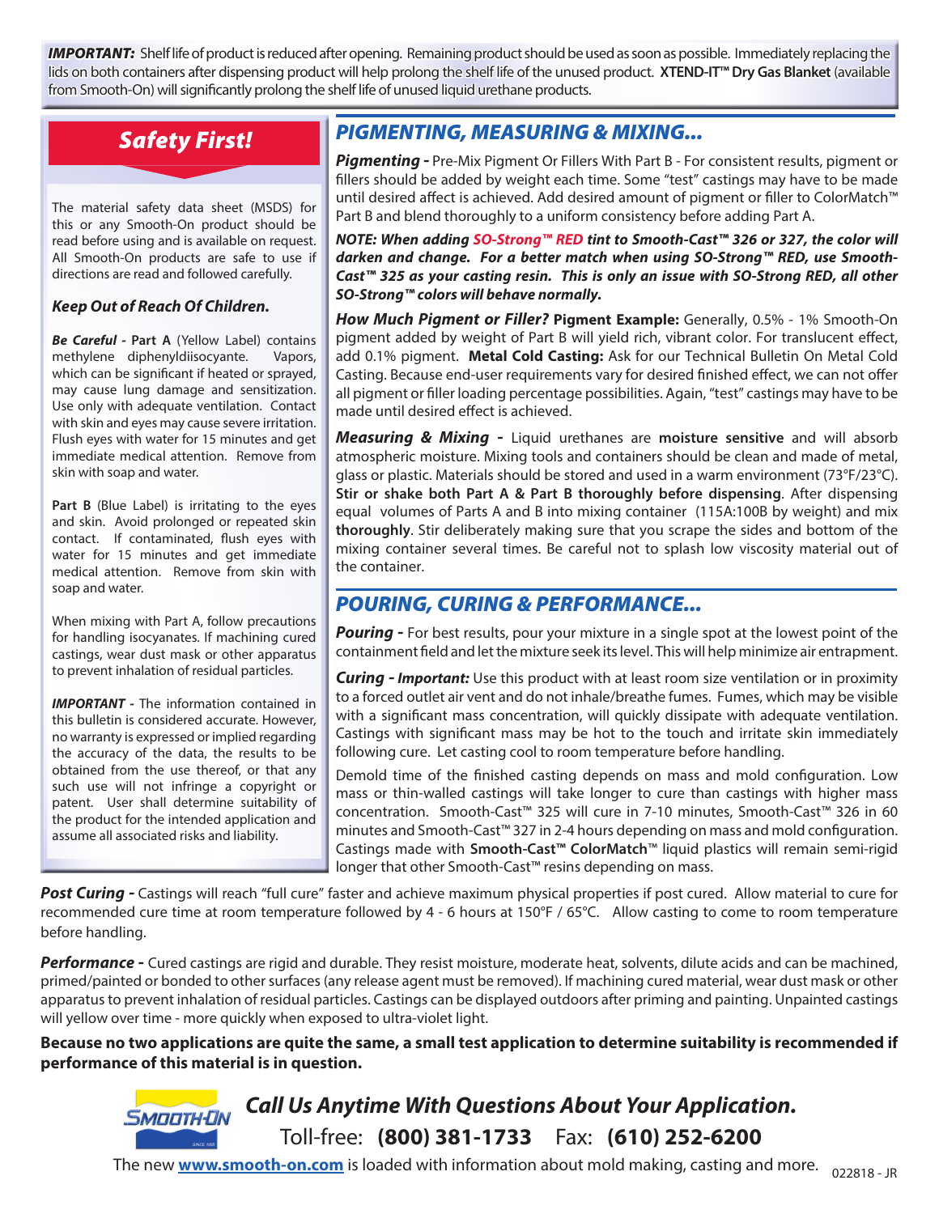***IMPORTANT:*** Shelf life of product is reduced after opening. Remaining product should be used as soon as possible. Immediately replacing the lids on both containers after dispensing product will help prolong the shelf life of the unused product. **XTEND-IT™ Dry Gas Blanket** (available from Smooth-On) will significantly prolong the shelf life of unused liquid urethane products.

## *Safety First!*

The material safety data sheet (MSDS) for this or any Smooth-On product should be read before using and is available on request. All Smooth-On products are safe to use if directions are read and followed carefully.

### *Keep Out of Reach Of Children.*

***Be Careful*** **- Part A** (Yellow Label) contains methylene diphenyldiisocyante. Vapors, which can be significant if heated or sprayed, may cause lung damage and sensitization. Use only with adequate ventilation. Contact with skin and eyes may cause severe irritation. Flush eyes with water for 15 minutes and get immediate medical attention. Remove from skin with soap and water.

**Part B** (Blue Label) is irritating to the eyes and skin. Avoid prolonged or repeated skin contact. If contaminated, flush eyes with water for 15 minutes and get immediate medical attention. Remove from skin with soap and water.

When mixing with Part A, follow precautions for handling isocyanates. If machining cured castings, wear dust mask or other apparatus to prevent inhalation of residual particles.

***IMPORTANT*** - The information contained in this bulletin is considered accurate. However, no warranty is expressed or implied regarding the accuracy of the data, the results to be obtained from the use thereof, or that any such use will not infringe a copyright or patent. User shall determine suitability of the product for the intended application and assume all associated risks and liability.

## *PIGMENTING, MEASURING & MIXING...*

***Pigmenting -*** Pre-Mix Pigment Or Fillers With Part B - For consistent results, pigment or fillers should be added by weight each time. Some "test" castings may have to be made until desired affect is achieved. Add desired amount of pigment or filler to ColorMatch™ Part B and blend thoroughly to a uniform consistency before adding Part A.

***NOTE: When adding SO-Strong™ RED tint to Smooth-Cast™ 326 or 327, the color will darken and change. For a better match when using SO-Strong™ RED, use Smooth-Cast™ 325 as your casting resin. This is only an issue with SO-Strong RED, all other SO-Strong™ colors will behave normally.***

***How Much Pigment or Filler?*** **Pigment Example:** Generally, 0.5% - 1% Smooth-On pigment added by weight of Part B will yield rich, vibrant color. For translucent effect, add 0.1% pigment. **Metal Cold Casting:** Ask for our Technical Bulletin On Metal Cold Casting. Because end-user requirements vary for desired finished effect, we can not offer all pigment or filler loading percentage possibilities. Again, "test" castings may have to be made until desired effect is achieved.

***Measuring & Mixing -*** Liquid urethanes are **moisture sensitive** and will absorb atmospheric moisture. Mixing tools and containers should be clean and made of metal, glass or plastic. Materials should be stored and used in a warm environment (73°F/23°C). **Stir or shake both Part A & Part B thoroughly before dispensing**. After dispensing equal volumes of Parts A and B into mixing container (115A:100B by weight) and mix **thoroughly**. Stir deliberately making sure that you scrape the sides and bottom of the mixing container several times. Be careful not to splash low viscosity material out of the container.

## *POURING, CURING & PERFORMANCE...*

***Pouring -*** For best results, pour your mixture in a single spot at the lowest point of the containment field and let the mixture seek its level. This will help minimize air entrapment.

***Curing - Important:*** Use this product with at least room size ventilation or in proximity to a forced outlet air vent and do not inhale/breathe fumes. Fumes, which may be visible with a significant mass concentration, will quickly dissipate with adequate ventilation. Castings with significant mass may be hot to the touch and irritate skin immediately following cure. Let casting cool to room temperature before handling.

Demold time of the finished casting depends on mass and mold configuration. Low mass or thin-walled castings will take longer to cure than castings with higher mass concentration. Smooth-Cast™ 325 will cure in 7-10 minutes, Smooth-Cast™ 326 in 60 minutes and Smooth-Cast™ 327 in 2-4 hours depending on mass and mold configuration. Castings made with **Smooth-Cast™ ColorMatch™** liquid plastics will remain semi-rigid longer that other Smooth-Cast™ resins depending on mass.

***Post Curing -*** Castings will reach "full cure" faster and achieve maximum physical properties if post cured. Allow material to cure for recommended cure time at room temperature followed by 4 - 6 hours at 150°F / 65°C. Allow casting to come to room temperature before handling.

***Performance -*** Cured castings are rigid and durable. They resist moisture, moderate heat, solvents, dilute acids and can be machined, primed/painted or bonded to other surfaces (any release agent must be removed). If machining cured material, wear dust mask or other apparatus to prevent inhalation of residual particles. Castings can be displayed outdoors after priming and painting. Unpainted castings will yellow over time - more quickly when exposed to ultra-violet light.

**Because no two applications are quite the same, a small test application to determine suitability is recommended if performance of this material is in question.**

### *Call Us Anytime With Questions About Your Application.*

Toll-free: **(800) 381-1733** Fax: **(610) 252-6200**

The new **www.smooth-on.com** is loaded with information about mold making, casting and more.

022818 - JR